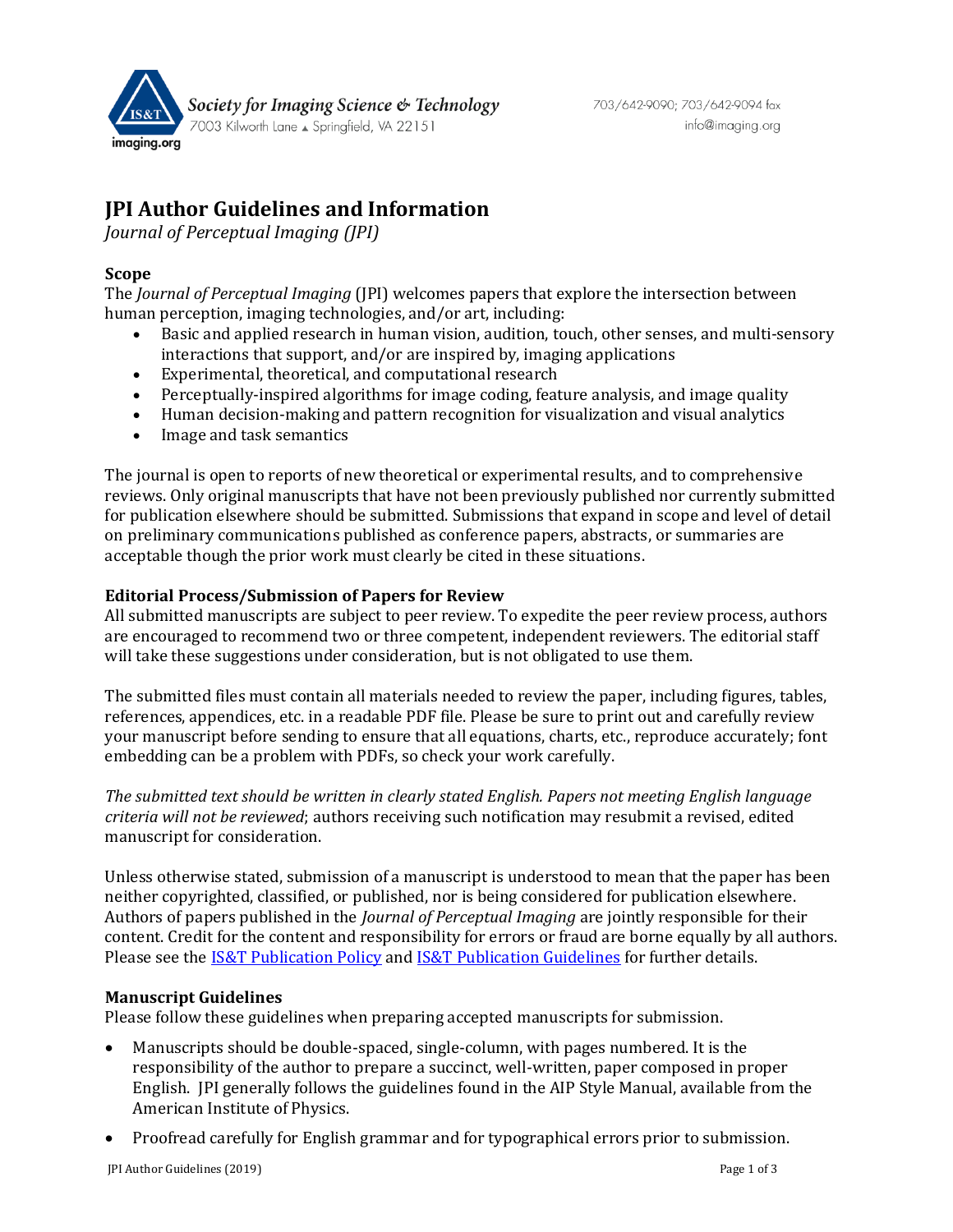Society for Imaging Science & Technology
7003 Kilworth Lane ▲ Springfield, VA 22151

703/642-9090; 703/642-9094 fax
info@imaging.org

# JPI Author Guidelines and Information

*Journal of Perceptual Imaging (JPI)*

## Scope

The *Journal of Perceptual Imaging* (JPI) welcomes papers that explore the intersection between human perception, imaging technologies, and/or art, including:

- Basic and applied research in human vision, audition, touch, other senses, and multi-sensory interactions that support, and/or are inspired by, imaging applications
- Experimental, theoretical, and computational research
- Perceptually-inspired algorithms for image coding, feature analysis, and image quality
- Human decision-making and pattern recognition for visualization and visual analytics
- Image and task semantics

The journal is open to reports of new theoretical or experimental results, and to comprehensive reviews. Only original manuscripts that have not been previously published nor currently submitted for publication elsewhere should be submitted. Submissions that expand in scope and level of detail on preliminary communications published as conference papers, abstracts, or summaries are acceptable though the prior work must clearly be cited in these situations.

## Editorial Process/Submission of Papers for Review

All submitted manuscripts are subject to peer review. To expedite the peer review process, authors are encouraged to recommend two or three competent, independent reviewers. The editorial staff will take these suggestions under consideration, but is not obligated to use them.

The submitted files must contain all materials needed to review the paper, including figures, tables, references, appendices, etc. in a readable PDF file. Please be sure to print out and carefully review your manuscript before sending to ensure that all equations, charts, etc., reproduce accurately; font embedding can be a problem with PDFs, so check your work carefully.

*The submitted text should be written in clearly stated English. Papers not meeting English language criteria will not be reviewed*; authors receiving such notification may resubmit a revised, edited manuscript for consideration.

Unless otherwise stated, submission of a manuscript is understood to mean that the paper has been neither copyrighted, classified, or published, nor is being considered for publication elsewhere. Authors of papers published in the *Journal of Perceptual Imaging* are jointly responsible for their content. Credit for the content and responsibility for errors or fraud are borne equally by all authors. Please see the IS&T Publication Policy and IS&T Publication Guidelines for further details.

## Manuscript Guidelines

Please follow these guidelines when preparing accepted manuscripts for submission.

- Manuscripts should be double-spaced, single-column, with pages numbered. It is the responsibility of the author to prepare a succinct, well-written, paper composed in proper English. JPI generally follows the guidelines found in the AIP Style Manual, available from the American Institute of Physics.
- Proofread carefully for English grammar and for typographical errors prior to submission.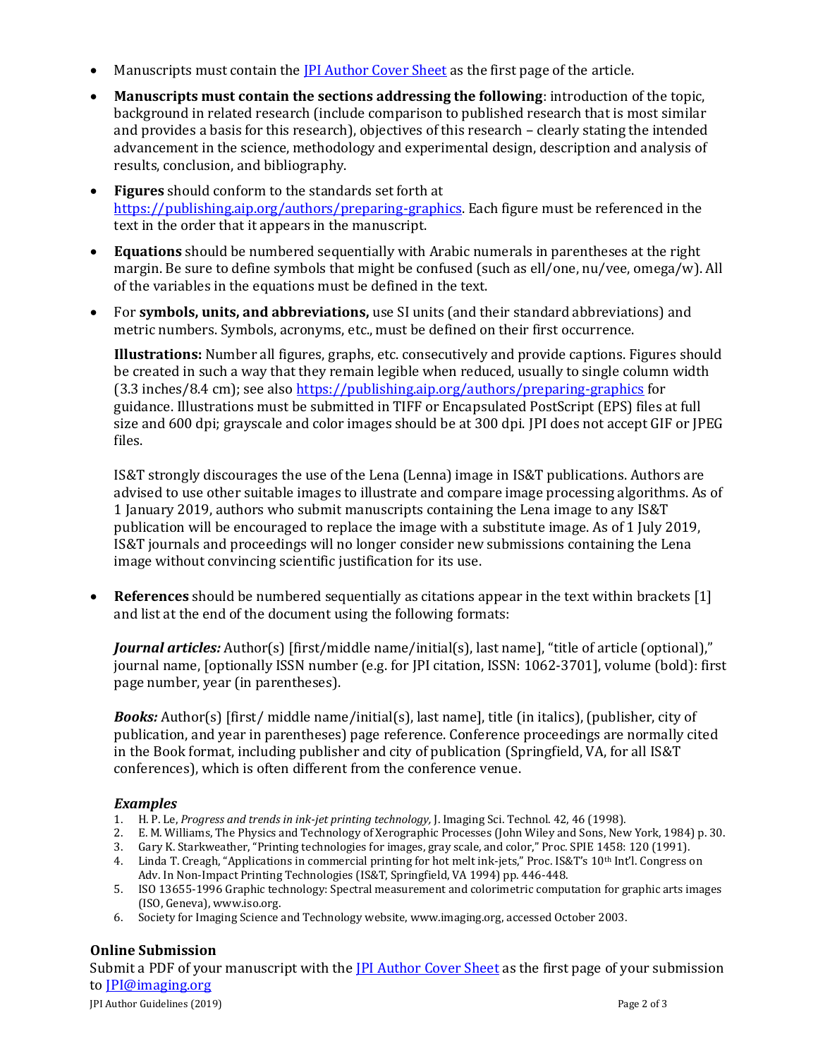- Manuscripts must contain the JPI Author Cover Sheet as the first page of the article.
- **Manuscripts must contain the sections addressing the following**: introduction of the topic, background in related research (include comparison to published research that is most similar and provides a basis for this research), objectives of this research – clearly stating the intended advancement in the science, methodology and experimental design, description and analysis of results, conclusion, and bibliography.
- **Figures** should conform to the standards set forth at https://publishing.aip.org/authors/preparing-graphics. Each figure must be referenced in the text in the order that it appears in the manuscript.
- **Equations** should be numbered sequentially with Arabic numerals in parentheses at the right margin. Be sure to define symbols that might be confused (such as ell/one, nu/vee, omega/w). All of the variables in the equations must be defined in the text.
- For **symbols, units, and abbreviations,** use SI units (and their standard abbreviations) and metric numbers. Symbols, acronyms, etc., must be defined on their first occurrence.

  **Illustrations:** Number all figures, graphs, etc. consecutively and provide captions. Figures should be created in such a way that they remain legible when reduced, usually to single column width (3.3 inches/8.4 cm); see also https://publishing.aip.org/authors/preparing-graphics for guidance. Illustrations must be submitted in TIFF or Encapsulated PostScript (EPS) files at full size and 600 dpi; grayscale and color images should be at 300 dpi. JPI does not accept GIF or JPEG files.

  IS&T strongly discourages the use of the Lena (Lenna) image in IS&T publications. Authors are advised to use other suitable images to illustrate and compare image processing algorithms. As of 1 January 2019, authors who submit manuscripts containing the Lena image to any IS&T publication will be encouraged to replace the image with a substitute image. As of 1 July 2019, IS&T journals and proceedings will no longer consider new submissions containing the Lena image without convincing scientific justification for its use.

- **References** should be numbered sequentially as citations appear in the text within brackets [1] and list at the end of the document using the following formats:

  ***Journal articles:*** Author(s) [first/middle name/initial(s), last name], "title of article (optional)," journal name, [optionally ISSN number (e.g. for JPI citation, ISSN: 1062-3701], volume (bold): first page number, year (in parentheses).

  ***Books:*** Author(s) [first/ middle name/initial(s), last name], title (in italics), (publisher, city of publication, and year in parentheses) page reference. Conference proceedings are normally cited in the Book format, including publisher and city of publication (Springfield, VA, for all IS&T conferences), which is often different from the conference venue.

### *Examples*

1. H. P. Le, *Progress and trends in ink-jet printing technology,* J. Imaging Sci. Technol. 42, 46 (1998).
2. E. M. Williams, The Physics and Technology of Xerographic Processes (John Wiley and Sons, New York, 1984) p. 30.
3. Gary K. Starkweather, "Printing technologies for images, gray scale, and color," Proc. SPIE 1458: 120 (1991).
4. Linda T. Creagh, "Applications in commercial printing for hot melt ink-jets," Proc. IS&T's 10th Int'l. Congress on Adv. In Non-Impact Printing Technologies (IS&T, Springfield, VA 1994) pp. 446-448.
5. ISO 13655-1996 Graphic technology: Spectral measurement and colorimetric computation for graphic arts images (ISO, Geneva), www.iso.org.
6. Society for Imaging Science and Technology website, www.imaging.org, accessed October 2003.

## Online Submission

Submit a PDF of your manuscript with the JPI Author Cover Sheet as the first page of your submission to JPI@imaging.org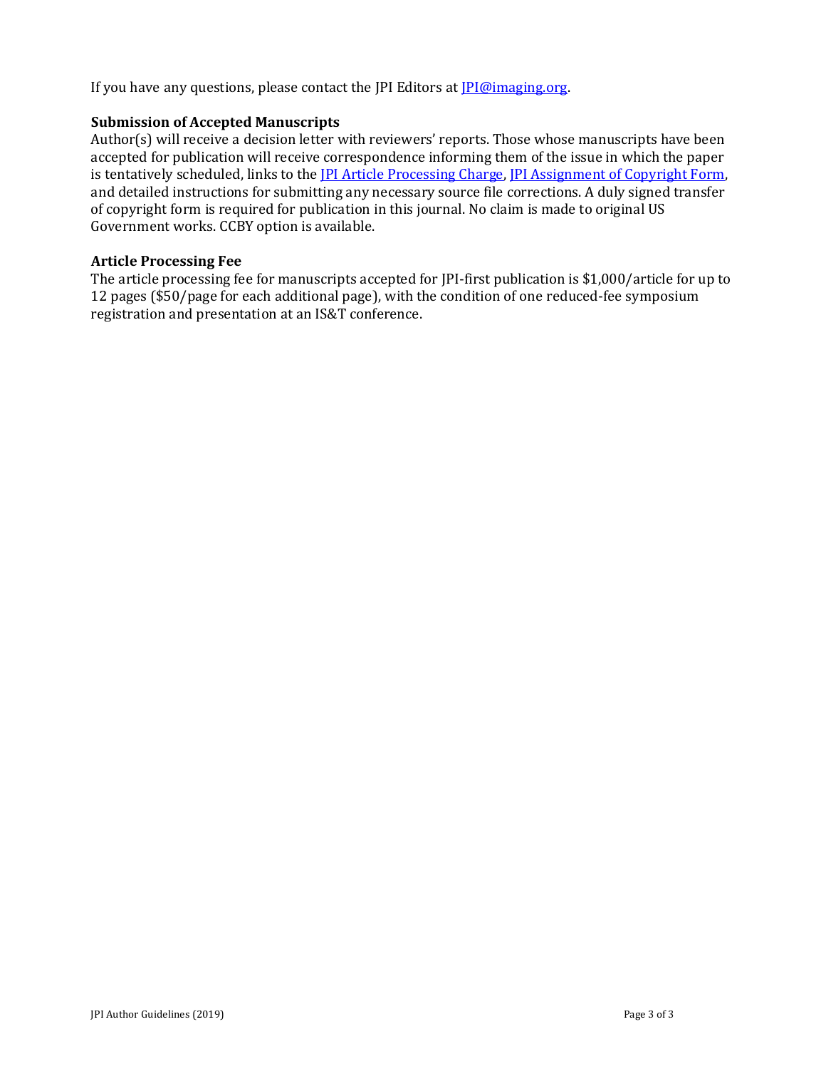If you have any questions, please contact the JPI Editors at JPI@imaging.org.

**Submission of Accepted Manuscripts**

Author(s) will receive a decision letter with reviewers' reports. Those whose manuscripts have been accepted for publication will receive correspondence informing them of the issue in which the paper is tentatively scheduled, links to the JPI Article Processing Charge, JPI Assignment of Copyright Form, and detailed instructions for submitting any necessary source file corrections. A duly signed transfer of copyright form is required for publication in this journal. No claim is made to original US Government works. CCBY option is available.

**Article Processing Fee**

The article processing fee for manuscripts accepted for JPI-first publication is $1,000/article for up to 12 pages ($50/page for each additional page), with the condition of one reduced-fee symposium registration and presentation at an IS&T conference.